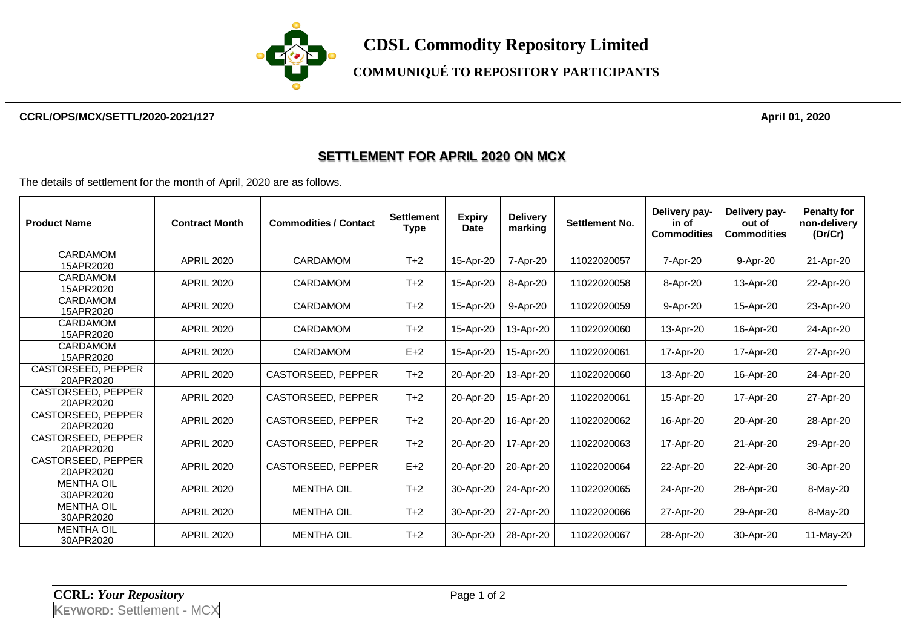# CDSL Commodity Repository Limited

## COMMUNIQUÉ TO REPOSITORY PARTICIPANTS

**CCRL/OPS/MCX/SETTL/2020-2021/127** **April 01, 2020**

### SETTLEMENT FOR APRIL 2020 ON MCX

The details of settlement for the month of April, 2020 are as follows.

| Product Name | Contract Month | Commodities / Contact | Settlement Type | Expiry Date | Delivery marking | Settlement No. | Delivery pay-in of Commodities | Delivery pay-out of Commodities | Penalty for non-delivery (Dr/Cr) |
|---|---|---|---|---|---|---|---|---|---|
| CARDAMOM 15APR2020 | APRIL 2020 | CARDAMOM | T+2 | 15-Apr-20 | 7-Apr-20 | 11022020057 | 7-Apr-20 | 9-Apr-20 | 21-Apr-20 |
| CARDAMOM 15APR2020 | APRIL 2020 | CARDAMOM | T+2 | 15-Apr-20 | 8-Apr-20 | 11022020058 | 8-Apr-20 | 13-Apr-20 | 22-Apr-20 |
| CARDAMOM 15APR2020 | APRIL 2020 | CARDAMOM | T+2 | 15-Apr-20 | 9-Apr-20 | 11022020059 | 9-Apr-20 | 15-Apr-20 | 23-Apr-20 |
| CARDAMOM 15APR2020 | APRIL 2020 | CARDAMOM | T+2 | 15-Apr-20 | 13-Apr-20 | 11022020060 | 13-Apr-20 | 16-Apr-20 | 24-Apr-20 |
| CARDAMOM 15APR2020 | APRIL 2020 | CARDAMOM | E+2 | 15-Apr-20 | 15-Apr-20 | 11022020061 | 17-Apr-20 | 17-Apr-20 | 27-Apr-20 |
| CASTORSEED, PEPPER 20APR2020 | APRIL 2020 | CASTORSEED, PEPPER | T+2 | 20-Apr-20 | 13-Apr-20 | 11022020060 | 13-Apr-20 | 16-Apr-20 | 24-Apr-20 |
| CASTORSEED, PEPPER 20APR2020 | APRIL 2020 | CASTORSEED, PEPPER | T+2 | 20-Apr-20 | 15-Apr-20 | 11022020061 | 15-Apr-20 | 17-Apr-20 | 27-Apr-20 |
| CASTORSEED, PEPPER 20APR2020 | APRIL 2020 | CASTORSEED, PEPPER | T+2 | 20-Apr-20 | 16-Apr-20 | 11022020062 | 16-Apr-20 | 20-Apr-20 | 28-Apr-20 |
| CASTORSEED, PEPPER 20APR2020 | APRIL 2020 | CASTORSEED, PEPPER | T+2 | 20-Apr-20 | 17-Apr-20 | 11022020063 | 17-Apr-20 | 21-Apr-20 | 29-Apr-20 |
| CASTORSEED, PEPPER 20APR2020 | APRIL 2020 | CASTORSEED, PEPPER | E+2 | 20-Apr-20 | 20-Apr-20 | 11022020064 | 22-Apr-20 | 22-Apr-20 | 30-Apr-20 |
| MENTHA OIL 30APR2020 | APRIL 2020 | MENTHA OIL | T+2 | 30-Apr-20 | 24-Apr-20 | 11022020065 | 24-Apr-20 | 28-Apr-20 | 8-May-20 |
| MENTHA OIL 30APR2020 | APRIL 2020 | MENTHA OIL | T+2 | 30-Apr-20 | 27-Apr-20 | 11022020066 | 27-Apr-20 | 29-Apr-20 | 8-May-20 |
| MENTHA OIL 30APR2020 | APRIL 2020 | MENTHA OIL | T+2 | 30-Apr-20 | 28-Apr-20 | 11022020067 | 28-Apr-20 | 30-Apr-20 | 11-May-20 |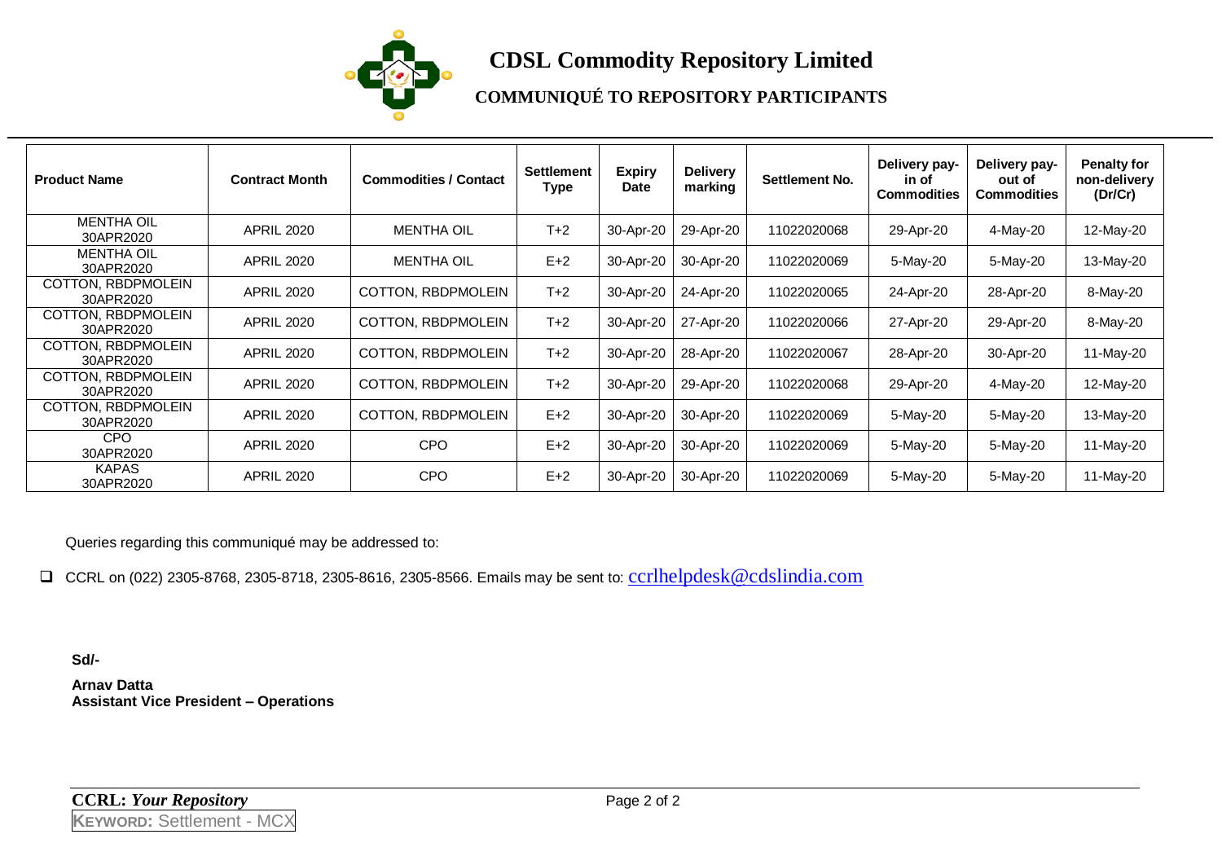# CDSL Commodity Repository Limited

## COMMUNIQUÉ TO REPOSITORY PARTICIPANTS

| Product Name | Contract Month | Commodities / Contact | Settlement Type | Expiry Date | Delivery marking | Settlement No. | Delivery pay-in of Commodities | Delivery pay-out of Commodities | Penalty for non-delivery (Dr/Cr) |
|---|---|---|---|---|---|---|---|---|---|
| MENTHA OIL 30APR2020 | APRIL 2020 | MENTHA OIL | T+2 | 30-Apr-20 | 29-Apr-20 | 11022020068 | 29-Apr-20 | 4-May-20 | 12-May-20 |
| MENTHA OIL 30APR2020 | APRIL 2020 | MENTHA OIL | E+2 | 30-Apr-20 | 30-Apr-20 | 11022020069 | 5-May-20 | 5-May-20 | 13-May-20 |
| COTTON, RBDPMOLEIN 30APR2020 | APRIL 2020 | COTTON, RBDPMOLEIN | T+2 | 30-Apr-20 | 24-Apr-20 | 11022020065 | 24-Apr-20 | 28-Apr-20 | 8-May-20 |
| COTTON, RBDPMOLEIN 30APR2020 | APRIL 2020 | COTTON, RBDPMOLEIN | T+2 | 30-Apr-20 | 27-Apr-20 | 11022020066 | 27-Apr-20 | 29-Apr-20 | 8-May-20 |
| COTTON, RBDPMOLEIN 30APR2020 | APRIL 2020 | COTTON, RBDPMOLEIN | T+2 | 30-Apr-20 | 28-Apr-20 | 11022020067 | 28-Apr-20 | 30-Apr-20 | 11-May-20 |
| COTTON, RBDPMOLEIN 30APR2020 | APRIL 2020 | COTTON, RBDPMOLEIN | T+2 | 30-Apr-20 | 29-Apr-20 | 11022020068 | 29-Apr-20 | 4-May-20 | 12-May-20 |
| COTTON, RBDPMOLEIN 30APR2020 | APRIL 2020 | COTTON, RBDPMOLEIN | E+2 | 30-Apr-20 | 30-Apr-20 | 11022020069 | 5-May-20 | 5-May-20 | 13-May-20 |
| CPO 30APR2020 | APRIL 2020 | CPO | E+2 | 30-Apr-20 | 30-Apr-20 | 11022020069 | 5-May-20 | 5-May-20 | 11-May-20 |
| KAPAS 30APR2020 | APRIL 2020 | CPO | E+2 | 30-Apr-20 | 30-Apr-20 | 11022020069 | 5-May-20 | 5-May-20 | 11-May-20 |

Queries regarding this communiqué may be addressed to:

- CCRL on (022) 2305-8768, 2305-8718, 2305-8616, 2305-8566. Emails may be sent to: ccrlhelpdesk@cdslindia.com

**Sd/-**

**Arnav Datta**
**Assistant Vice President – Operations**

**CCRL:** ***Your Repository***

**KEYWORD:** Settlement - MCX